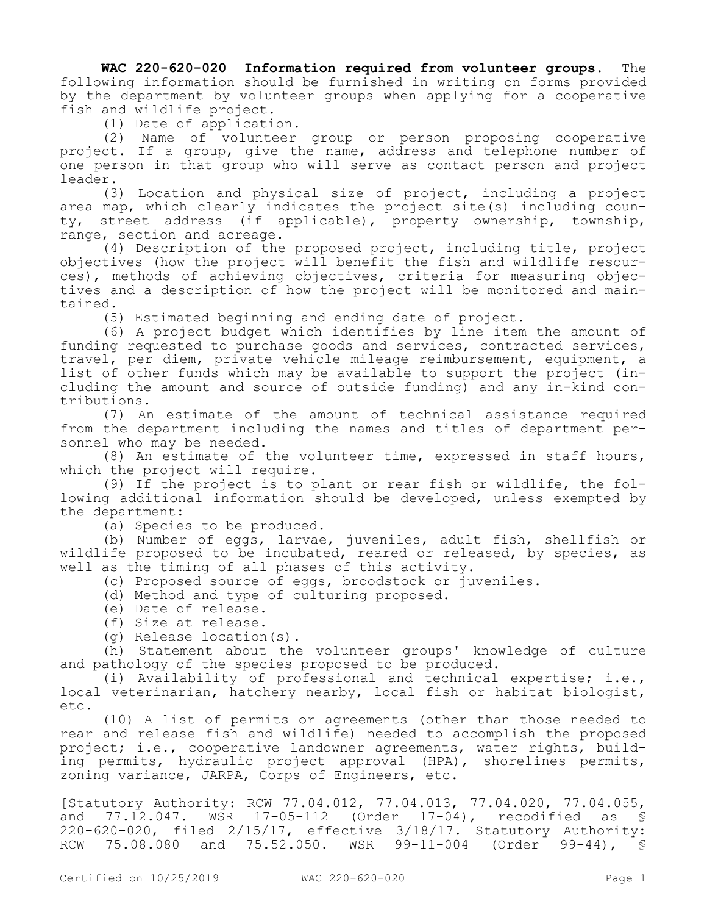**WAC 220-620-020 Information required from volunteer groups.** The following information should be furnished in writing on forms provided by the department by volunteer groups when applying for a cooperative fish and wildlife project.

(1) Date of application.

(2) Name of volunteer group or person proposing cooperative project. If a group, give the name, address and telephone number of one person in that group who will serve as contact person and project leader.

(3) Location and physical size of project, including a project area map, which clearly indicates the project site(s) including county, street address (if applicable), property ownership, township, range, section and acreage.

(4) Description of the proposed project, including title, project objectives (how the project will benefit the fish and wildlife resources), methods of achieving objectives, criteria for measuring objectives and a description of how the project will be monitored and maintained.

(5) Estimated beginning and ending date of project.

(6) A project budget which identifies by line item the amount of funding requested to purchase goods and services, contracted services, travel, per diem, private vehicle mileage reimbursement, equipment, a list of other funds which may be available to support the project (including the amount and source of outside funding) and any in-kind contributions.

(7) An estimate of the amount of technical assistance required from the department including the names and titles of department personnel who may be needed.

(8) An estimate of the volunteer time, expressed in staff hours, which the project will require.

(9) If the project is to plant or rear fish or wildlife, the following additional information should be developed, unless exempted by the department:

(a) Species to be produced.

(b) Number of eggs, larvae, juveniles, adult fish, shellfish or wildlife proposed to be incubated, reared or released, by species, as well as the timing of all phases of this activity.

(c) Proposed source of eggs, broodstock or juveniles.

(d) Method and type of culturing proposed.

(e) Date of release.

(f) Size at release.

(g) Release location(s).

(h) Statement about the volunteer groups' knowledge of culture and pathology of the species proposed to be produced.

(i) Availability of professional and technical expertise; i.e., local veterinarian, hatchery nearby, local fish or habitat biologist, etc.

(10) A list of permits or agreements (other than those needed to rear and release fish and wildlife) needed to accomplish the proposed project; i.e., cooperative landowner agreements, water rights, building permits, hydraulic project approval (HPA), shorelines permits, zoning variance, JARPA, Corps of Engineers, etc.

[Statutory Authority: RCW 77.04.012, 77.04.013, 77.04.020, 77.04.055, and 77.12.047. WSR 17-05-112 (Order 17-04), recodified as § 220-620-020, filed 2/15/17, effective 3/18/17. Statutory Authority: RCW 75.08.080 and 75.52.050. WSR 99-11-004 (Order 99-44), §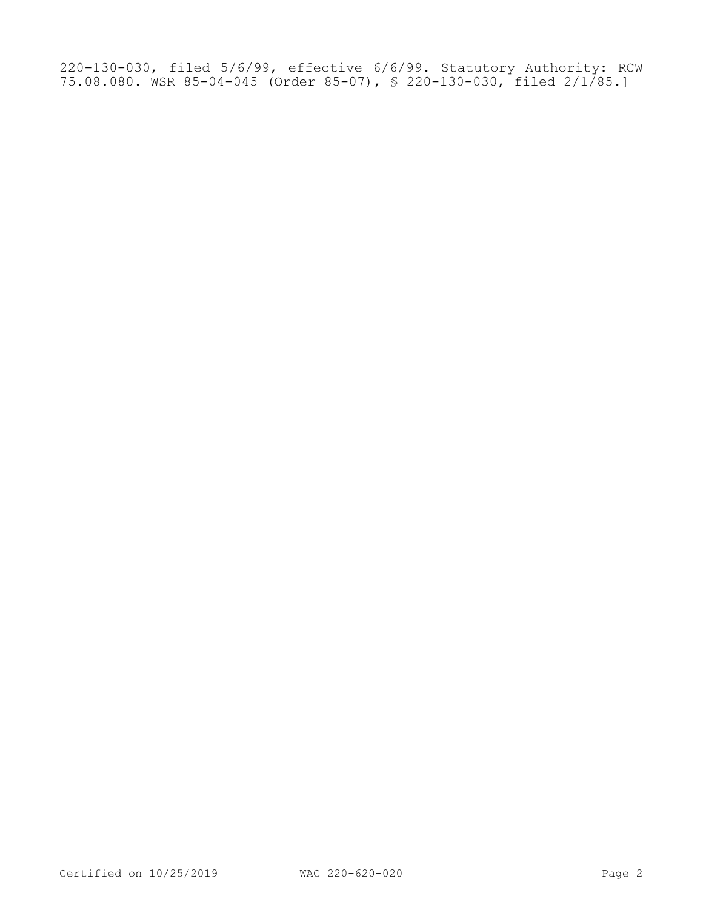220-130-030, filed 5/6/99, effective 6/6/99. Statutory Authority: RCW 75.08.080. WSR 85-04-045 (Order 85-07), § 220-130-030, filed 2/1/85.]